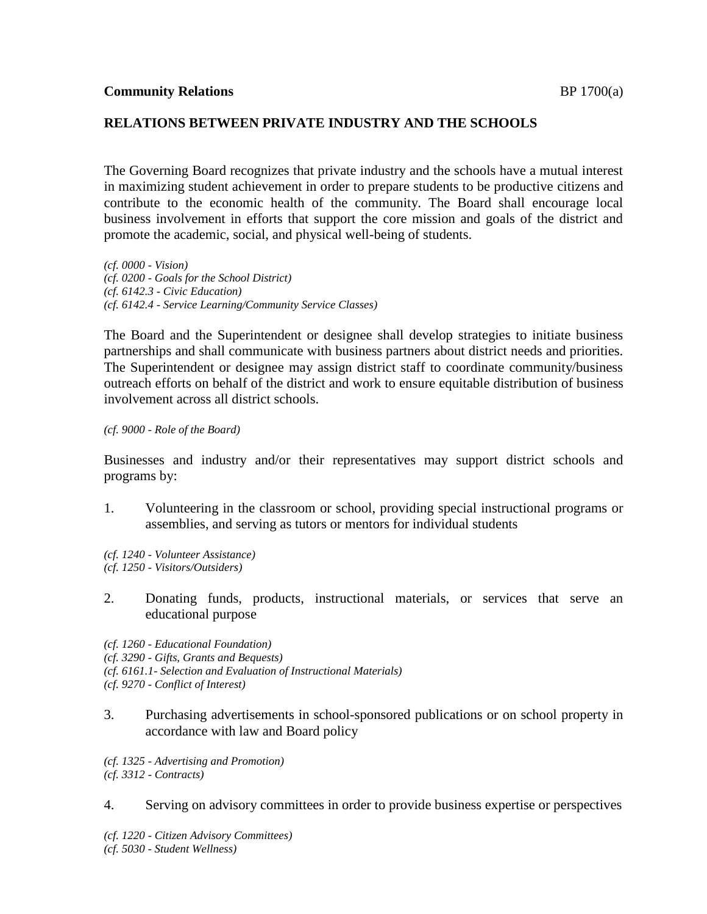**Community Relations** BP 1700(a)

## RELATIONS BETWEEN PRIVATE INDUSTRY AND THE SCHOOLS

The Governing Board recognizes that private industry and the schools have a mutual interest in maximizing student achievement in order to prepare students to be productive citizens and contribute to the economic health of the community. The Board shall encourage local business involvement in efforts that support the core mission and goals of the district and promote the academic, social, and physical well-being of students.

*(cf. 0000 - Vision)*
*(cf. 0200 - Goals for the School District)*
*(cf. 6142.3 - Civic Education)*
*(cf. 6142.4 - Service Learning/Community Service Classes)*

The Board and the Superintendent or designee shall develop strategies to initiate business partnerships and shall communicate with business partners about district needs and priorities. The Superintendent or designee may assign district staff to coordinate community/business outreach efforts on behalf of the district and work to ensure equitable distribution of business involvement across all district schools.

*(cf. 9000 - Role of the Board)*

Businesses and industry and/or their representatives may support district schools and programs by:

1. Volunteering in the classroom or school, providing special instructional programs or assemblies, and serving as tutors or mentors for individual students

*(cf. 1240 - Volunteer Assistance)*
*(cf. 1250 - Visitors/Outsiders)*

2. Donating funds, products, instructional materials, or services that serve an educational purpose

*(cf. 1260 - Educational Foundation)*
*(cf. 3290 - Gifts, Grants and Bequests)*
*(cf. 6161.1- Selection and Evaluation of Instructional Materials)*
*(cf. 9270 - Conflict of Interest)*

3. Purchasing advertisements in school-sponsored publications or on school property in accordance with law and Board policy

*(cf. 1325 - Advertising and Promotion)*
*(cf. 3312 - Contracts)*

4. Serving on advisory committees in order to provide business expertise or perspectives

*(cf. 1220 - Citizen Advisory Committees)*
*(cf. 5030 - Student Wellness)*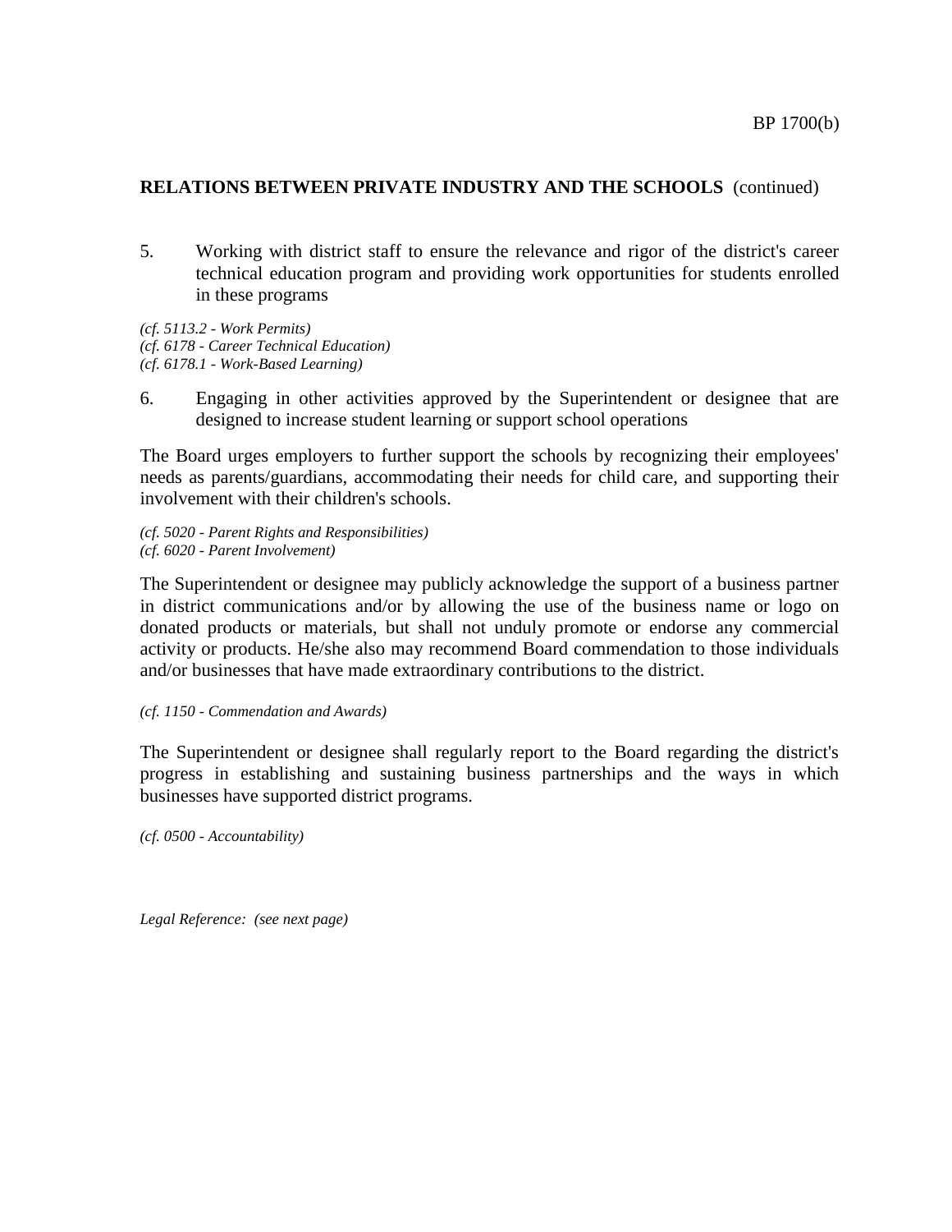## RELATIONS BETWEEN PRIVATE INDUSTRY AND THE SCHOOLS (continued)

5. Working with district staff to ensure the relevance and rigor of the district's career technical education program and providing work opportunities for students enrolled in these programs

*(cf. 5113.2 - Work Permits)*
*(cf. 6178 - Career Technical Education)*
*(cf. 6178.1 - Work-Based Learning)*

6. Engaging in other activities approved by the Superintendent or designee that are designed to increase student learning or support school operations

The Board urges employers to further support the schools by recognizing their employees' needs as parents/guardians, accommodating their needs for child care, and supporting their involvement with their children's schools.

*(cf. 5020 - Parent Rights and Responsibilities)*
*(cf. 6020 - Parent Involvement)*

The Superintendent or designee may publicly acknowledge the support of a business partner in district communications and/or by allowing the use of the business name or logo on donated products or materials, but shall not unduly promote or endorse any commercial activity or products. He/she also may recommend Board commendation to those individuals and/or businesses that have made extraordinary contributions to the district.

*(cf. 1150 - Commendation and Awards)*

The Superintendent or designee shall regularly report to the Board regarding the district's progress in establishing and sustaining business partnerships and the ways in which businesses have supported district programs.

*(cf. 0500 - Accountability)*

*Legal Reference: (see next page)*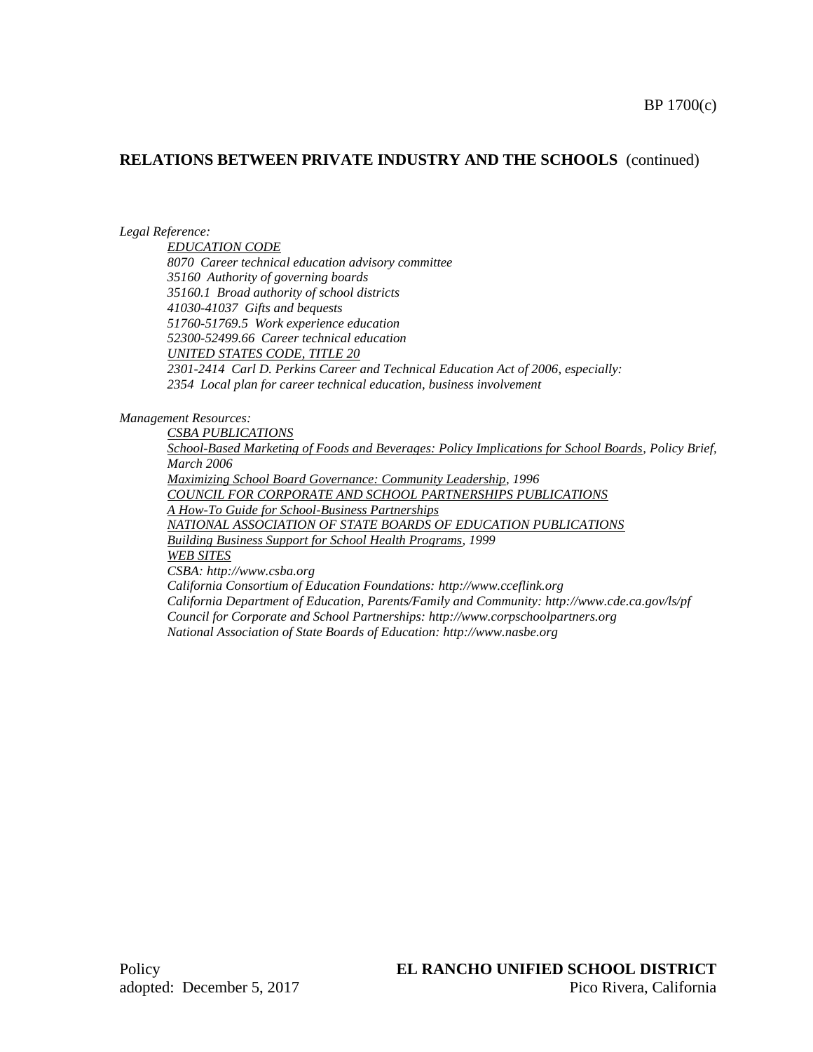## RELATIONS BETWEEN PRIVATE INDUSTRY AND THE SCHOOLS (continued)

*Legal Reference:*

*EDUCATION CODE*
*8070 Career technical education advisory committee*
*35160 Authority of governing boards*
*35160.1 Broad authority of school districts*
*41030-41037 Gifts and bequests*
*51760-51769.5 Work experience education*
*52300-52499.66 Career technical education*
*UNITED STATES CODE, TITLE 20*
*2301-2414 Carl D. Perkins Career and Technical Education Act of 2006, especially:*
*2354 Local plan for career technical education, business involvement*

*Management Resources:*

*CSBA PUBLICATIONS*
*School-Based Marketing of Foods and Beverages: Policy Implications for School Boards, Policy Brief, March 2006*
*Maximizing School Board Governance: Community Leadership, 1996*
*COUNCIL FOR CORPORATE AND SCHOOL PARTNERSHIPS PUBLICATIONS*
*A How-To Guide for School-Business Partnerships*
*NATIONAL ASSOCIATION OF STATE BOARDS OF EDUCATION PUBLICATIONS*
*Building Business Support for School Health Programs, 1999*
*WEB SITES*
*CSBA: http://www.csba.org*
*California Consortium of Education Foundations: http://www.cceflink.org*
*California Department of Education, Parents/Family and Community: http://www.cde.ca.gov/ls/pf*
*Council for Corporate and School Partnerships: http://www.corpschoolpartners.org*
*National Association of State Boards of Education: http://www.nasbe.org*

Policy
adopted: December 5, 2017

**EL RANCHO UNIFIED SCHOOL DISTRICT**
Pico Rivera, California